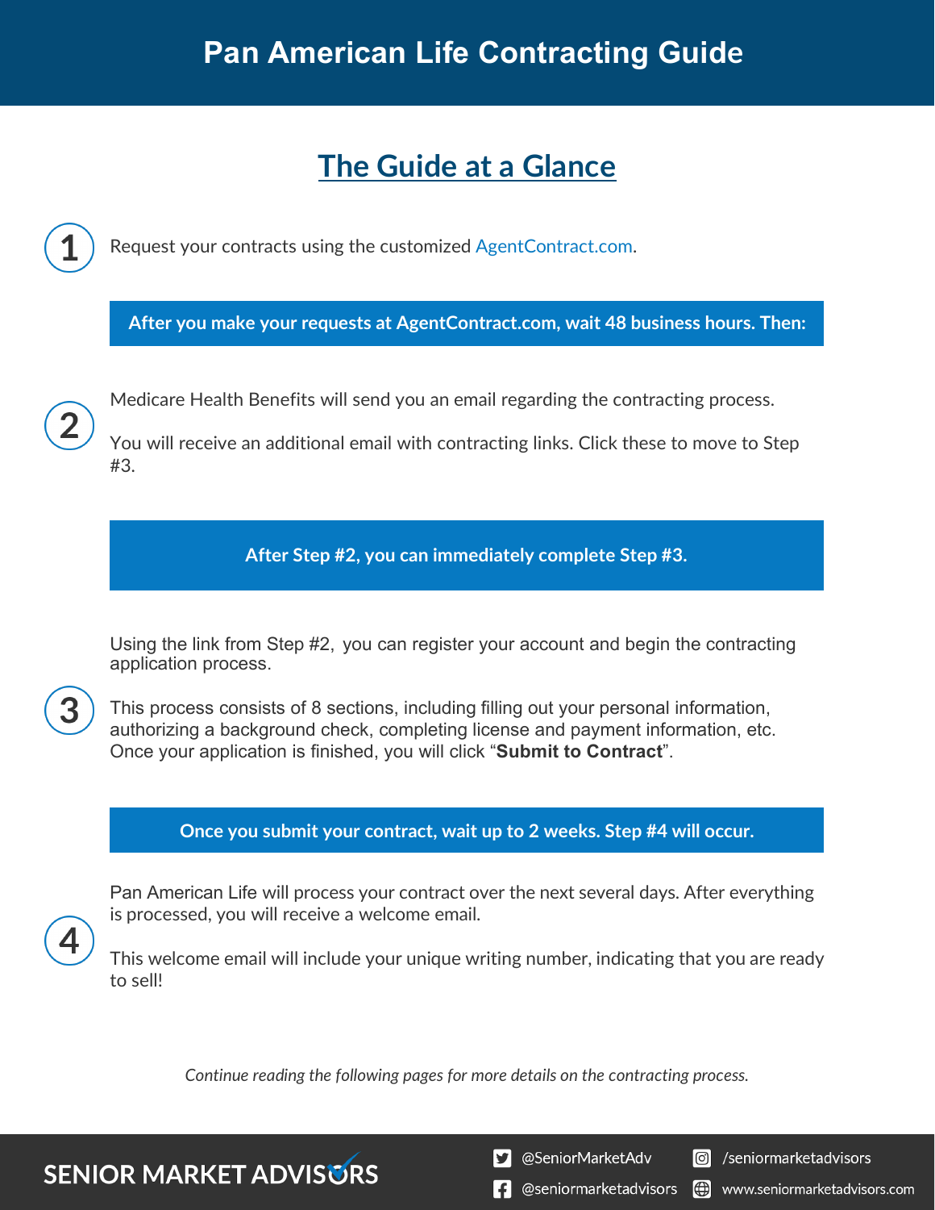# Pan American Life Contracting Guide

## The Guide at a Glance

**1** Request your contracts using the customized AgentContract.com.

**After you make your requests at AgentContract.com, wait 48 business hours. Then:**

**2** Medicare Health Benefits will send you an email regarding the contracting process.

You will receive an additional email with contracting links. Click these to move to Step #3.

**After Step #2, you can immediately complete Step #3.**

**3** Using the link from Step #2, you can register your account and begin the contracting application process.

This process consists of 8 sections, including filling out your personal information, authorizing a background check, completing license and payment information, etc. Once your application is finished, you will click "**Submit to Contract**".

**Once you submit your contract, wait up to 2 weeks. Step #4 will occur.**

**4** Pan American Life will process your contract over the next several days. After everything is processed, you will receive a welcome email.

This welcome email will include your unique writing number, indicating that you are ready to sell!

*Continue reading the following pages for more details on the contracting process.*

SENIOR MARKET ADVISORS

@SeniorMarketAdv | /seniormarketadvisors | @seniormarketadvisors | www.seniormarketadvisors.com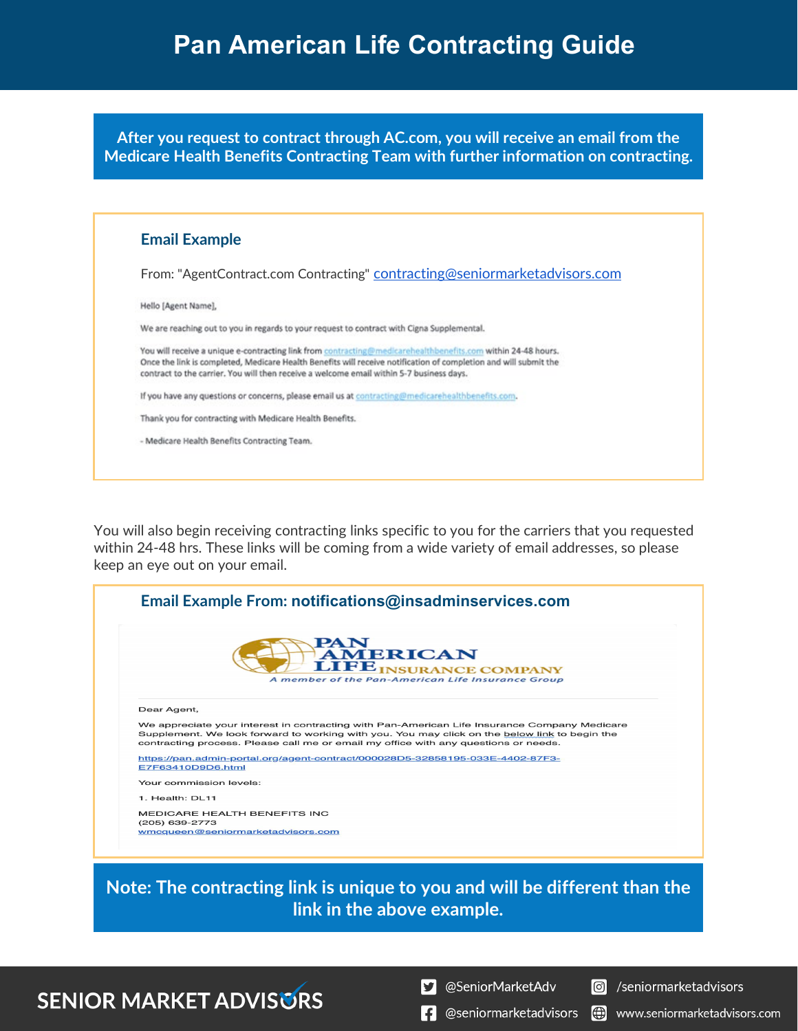# Pan American Life Contracting Guide

**After you request to contract through AC.com, you will receive an email from the Medicare Health Benefits Contracting Team with further information on contracting.**

### Email Example

From: "AgentContract.com Contracting" contracting@seniormarketadvisors.com

Hello [Agent Name],

We are reaching out to you in regards to your request to contract with Cigna Supplemental.

You will receive a unique e-contracting link from contracting@medicarehealthbenefits.com within 24-48 hours. Once the link is completed, Medicare Health Benefits will receive notification of completion and will submit the contract to the carrier. You will then receive a welcome email within 5-7 business days.

If you have any questions or concerns, please email us at contracting@medicarehealthbenefits.com.

Thank you for contracting with Medicare Health Benefits.

- Medicare Health Benefits Contracting Team.

You will also begin receiving contracting links specific to you for the carriers that you requested within 24-48 hrs. These links will be coming from a wide variety of email addresses, so please keep an eye out on your email.

### Email Example From: notifications@insadminservices.com

PAN AMERICAN LIFE INSURANCE COMPANY
*A member of the Pan-American Life Insurance Group*

Dear Agent,

We appreciate your interest in contracting with Pan-American Life Insurance Company Medicare Supplement. We look forward to working with you. You may click on the below link to begin the contracting process. Please call me or email my office with any questions or needs.

https://pan.admin-portal.org/agent-contract/000028D5-32858195-033E-4402-87F3-E7F63410D9D6.html

Your commission levels:

1. Health: DL11

MEDICARE HEALTH BENEFITS INC
(205) 639-2773
wmcqueen@seniormarketadvisors.com

**Note: The contracting link is unique to you and will be different than the link in the above example.**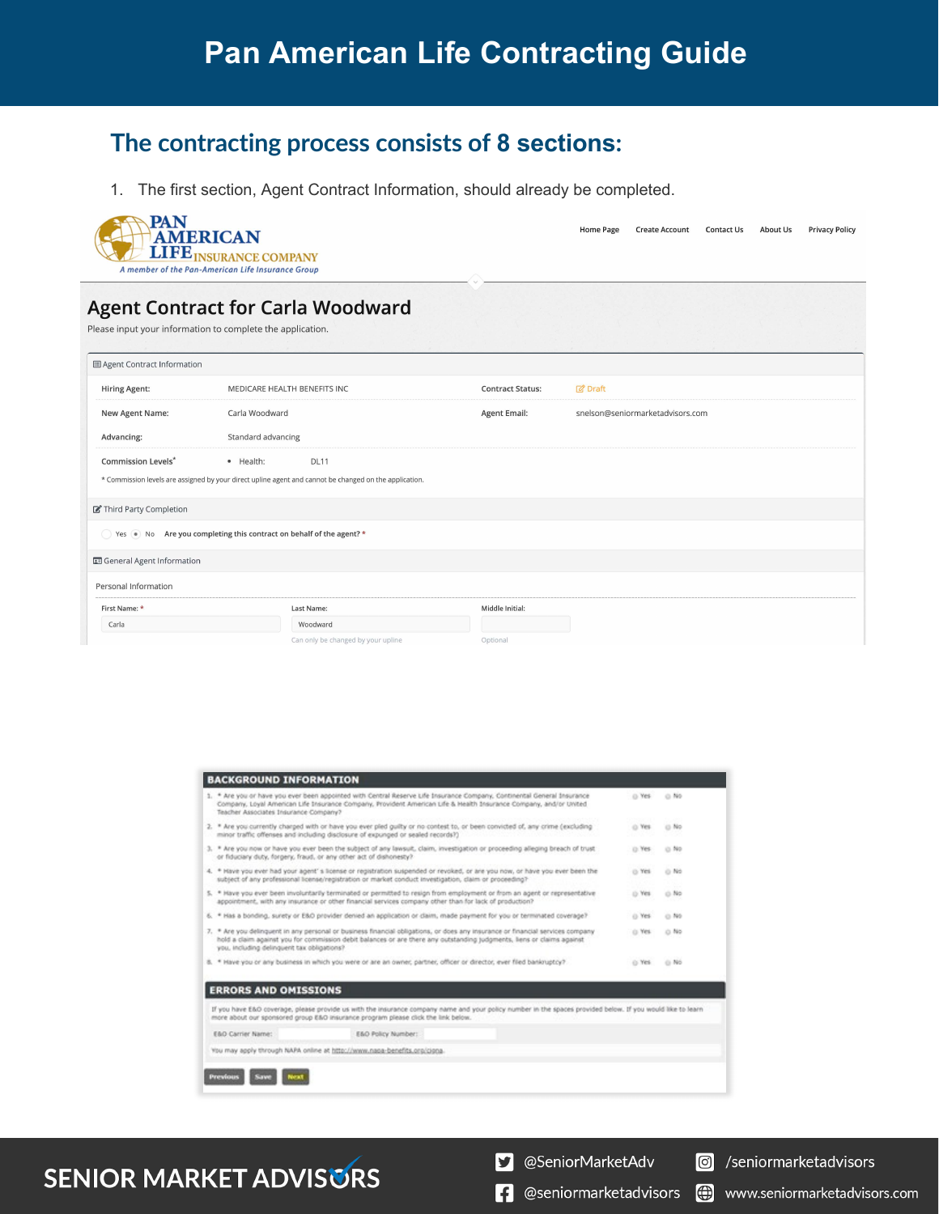# Pan American Life Contracting Guide

## The contracting process consists of 8 sections:

1. The first section, Agent Contract Information, should already be completed.

PAN AMERICAN LIFE INSURANCE COMPANY
*A member of the Pan-American Life Insurance Group*

Home Page | Create Account | Contact Us | About Us | Privacy Policy

## Agent Contract for Carla Woodward

Please input your information to complete the application.

**Agent Contract Information**

| | | | |
|---|---|---|---|
| Hiring Agent: | MEDICARE HEALTH BENEFITS INC | Contract Status: | Draft |
| New Agent Name: | Carla Woodward | Agent Email: | snelson@seniormarketadvisors.com |
| Advancing: | Standard advancing | | |
| Commission Levels* | • Health: DL11 | | |

* Commission levels are assigned by your direct upline agent and cannot be changed on the application.

**Third Party Completion**

Yes / No — Are you completing this contract on behalf of the agent? *

**General Agent Information**

Personal Information

| First Name: * | Last Name: | Middle Initial: |
|---|---|---|
| Carla | Woodward | |
| | Can only be changed by your upline | Optional |

**BACKGROUND INFORMATION**

1. * Are you or have you ever been appointed with Central Reserve Life Insurance Company, Continental General Insurance Company, Loyal American Life Insurance Company, Provident American Life & Health Insurance Company, and/or United Teacher Associates Insurance Company? — Yes / No
2. * Are you currently charged with or have you ever pled guilty or no contest to, or been convicted of, any crime (excluding minor traffic offenses and including disclosure of expunged or sealed records?) — Yes / No
3. * Are you now or have you ever been the subject of any lawsuit, claim, investigation or proceeding alleging breach of trust or fiduciary duty, forgery, fraud, or any other act of dishonesty? — Yes / No
4. * Have you ever had your agent's license or registration suspended or revoked, or are you now, or have you ever been the subject of any professional license/registration or market conduct investigation, claim or proceeding? — Yes / No
5. * Have you ever been involuntarily terminated or permitted to resign from employment or from an agent or representative appointment, with any insurance or other financial services company other than for lack of production? — Yes / No
6. * Has a bonding, surety or E&O provider denied an application or claim, made payment for you or terminated coverage? — Yes / No
7. * Are you delinquent in any personal or business financial obligations, or does any insurance or financial services company hold a claim against you for commission debit balances or are there any outstanding judgments, liens or claims against you, including delinquent tax obligations? — Yes / No
8. * Have you or any business in which you were or are an owner, partner, officer or director, ever filed bankruptcy? — Yes / No

**ERRORS AND OMISSIONS**

If you have E&O coverage, please provide us with the insurance company name and your policy number in the spaces provided below. If you would like to learn more about our sponsored group E&O insurance program please click the link below.

E&O Carrier Name: ______ E&O Policy Number: ______

You may apply through NAPA online at http://www.napa-benefits.org/cigna.

Previous | Save | Next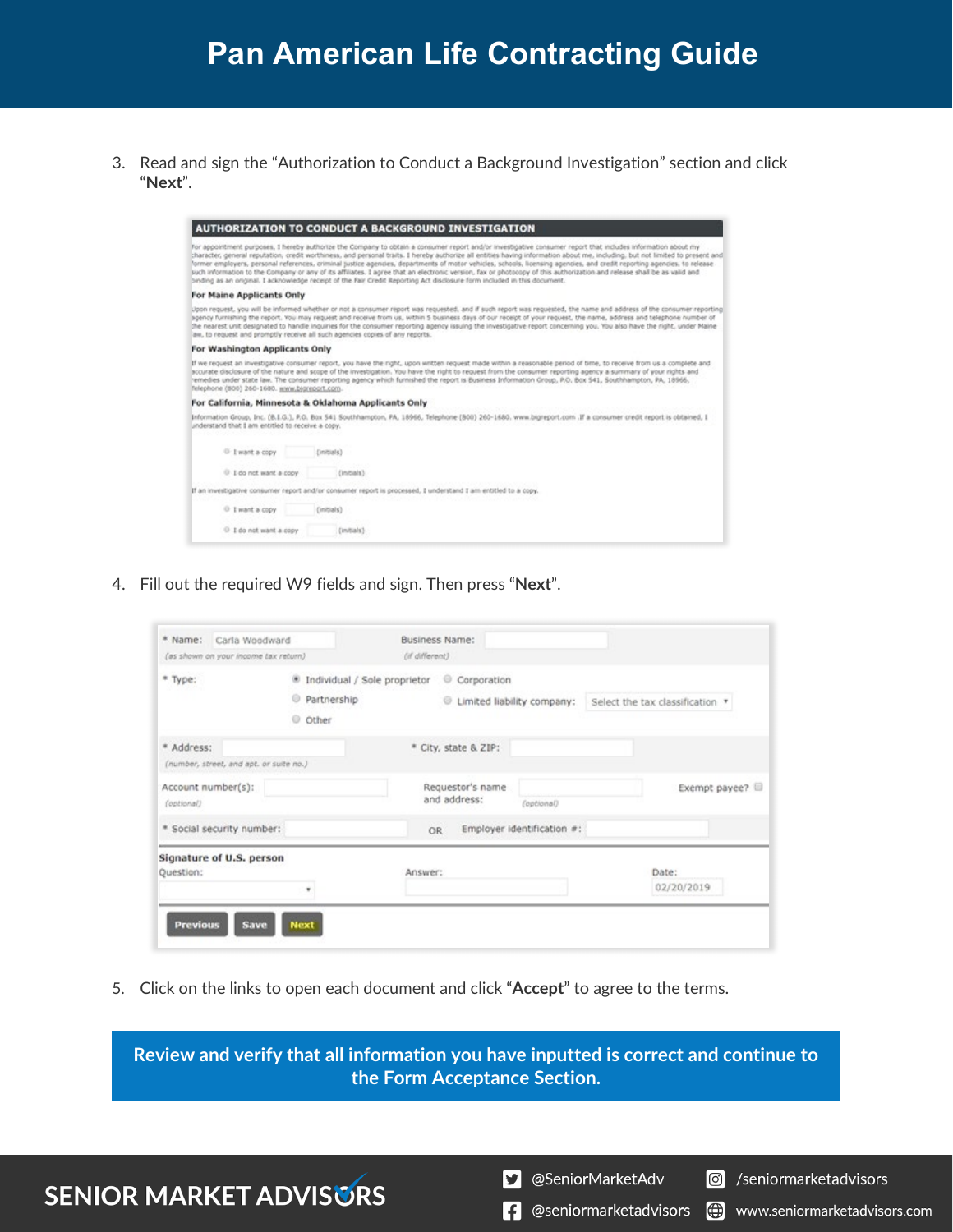3. Read and sign the "Authorization to Conduct a Background Investigation" section and click "**Next**".

AUTHORIZATION TO CONDUCT A BACKGROUND INVESTIGATION

For appointment purposes, I hereby authorize the Company to obtain a consumer report and/or investigative consumer report that includes information about my character, general reputation, credit worthiness, and personal traits. I hereby authorize all entities having information about me, including, but not limited to present and former employers, personal references, criminal justice agencies, departments of motor vehicles, schools, licensing agencies, and credit reporting agencies, to release such information to the Company or any of its affiliates. I agree that an electronic version, fax or photocopy of this authorization and release shall be as valid and binding as an original. I acknowledge receipt of the Fair Credit Reporting Act disclosure form included in this document.

**For Maine Applicants Only**

Upon request, you will be informed whether or not a consumer report was requested, and if such report was requested, the name and address of the consumer reporting agency furnishing the report. You may request and receive from us, within 5 business days of our receipt of your request, the name, address and telephone number of the nearest unit designated to handle inquiries for the consumer reporting agency issuing the investigative report concerning you. You also have the right, under Maine law, to request and promptly receive all such agencies copies of any reports.

**For Washington Applicants Only**

If we request an investigative consumer report, you have the right, upon written request made within a reasonable period of time, to receive from us a complete and accurate disclosure of the nature and scope of the investigation. You have the right to request from the consumer reporting agency a summary of your rights and remedies under state law. The consumer reporting agency which furnished the report is Business Information Group, P.O. Box 541, Southampton, PA, 18966, Telephone (800) 260-1680. www.bigreport.com.

**For California, Minnesota & Oklahoma Applicants Only**

Information Group, Inc. (B.I.G.), P.O. Box 541 Southampton, PA, 18966. Telephone (800) 260-1680. www.bigreport.com. If a consumer credit report is obtained, I understand that I am entitled to receive a copy.

I want a copy (initials)

I do not want a copy (initials)

If an investigative consumer report and/or consumer report is processed, I understand I am entitled to a copy.

I want a copy (initials)

I do not want a copy (initials)

4. Fill out the required W9 fields and sign. Then press "**Next**".

\* Name: Carla Woodward (as shown on your income tax return) — Business Name: (if different)

\* Type: Individual / Sole proprietor, Corporation, Partnership, Limited liability company: Select the tax classification, Other

\* Address: (number, street, and apt. or suite no.) — \* City, state & ZIP:

Account number(s): (optional) — Requestor's name and address: (optional) — Exempt payee?

\* Social security number: OR Employer identification #:

Signature of U.S. person

Question: — Answer: — Date: 02/20/2019

Previous | Save | Next

5. Click on the links to open each document and click "**Accept**" to agree to the terms.

**Review and verify that all information you have inputted is correct and continue to the Form Acceptance Section.**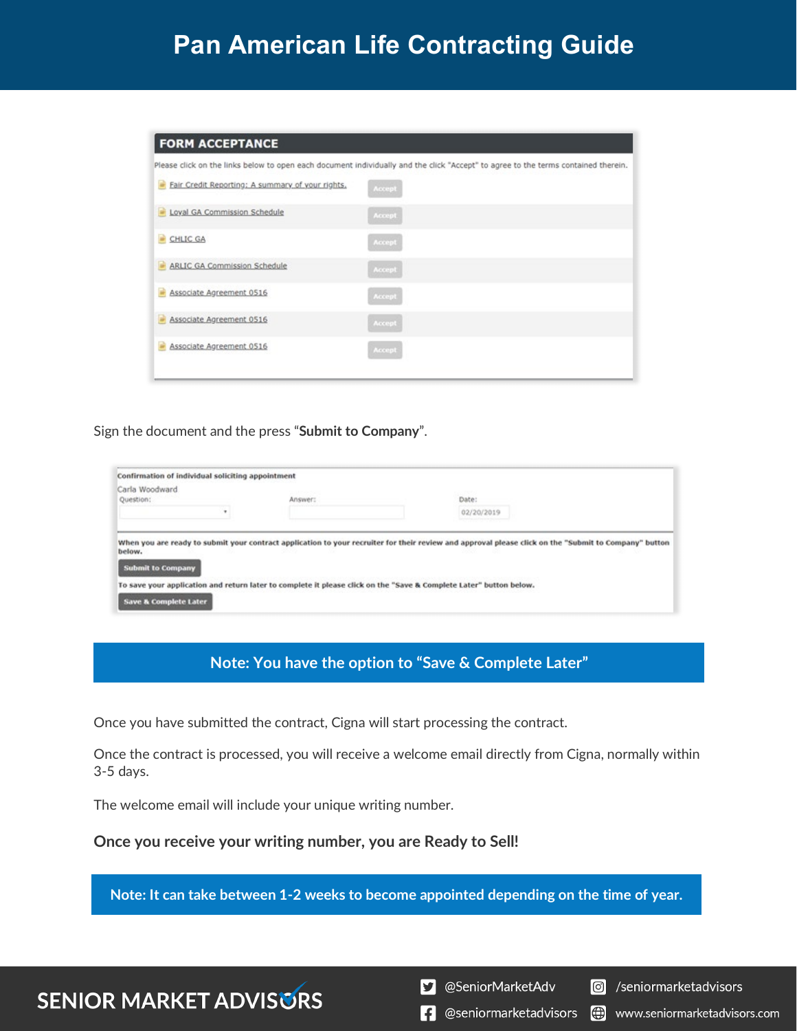# Pan American Life Contracting Guide

**FORM ACCEPTANCE**

Please click on the links below to open each document individually and the click "Accept" to agree to the terms contained therein.

| | |
|---|---|
| Fair Credit Reporting: A summary of your rights. | Accept |
| Loyal GA Commission Schedule | Accept |
| CHLIC GA | Accept |
| ARLIC GA Commission Schedule | Accept |
| Associate Agreement 0516 | Accept |
| Associate Agreement 0516 | Accept |
| Associate Agreement 0516 | Accept |

Sign the document and the press "**Submit to Company**".

**Confirmation of individual soliciting appointment**

Carla Woodward

| Question: | Answer: | Date: |
|---|---|---|
| | | 02/20/2019 |

When you are ready to submit your contract application to your recruiter for their review and approval please click on the "Submit to Company" button below.

Submit to Company

To save your application and return later to complete it please click on the "Save & Complete Later" button below.

Save & Complete Later

**Note: You have the option to "Save & Complete Later"**

Once you have submitted the contract, Cigna will start processing the contract.

Once the contract is processed, you will receive a welcome email directly from Cigna, normally within 3-5 days.

The welcome email will include your unique writing number.

**Once you receive your writing number, you are Ready to Sell!**

**Note: It can take between 1-2 weeks to become appointed depending on the time of year.**